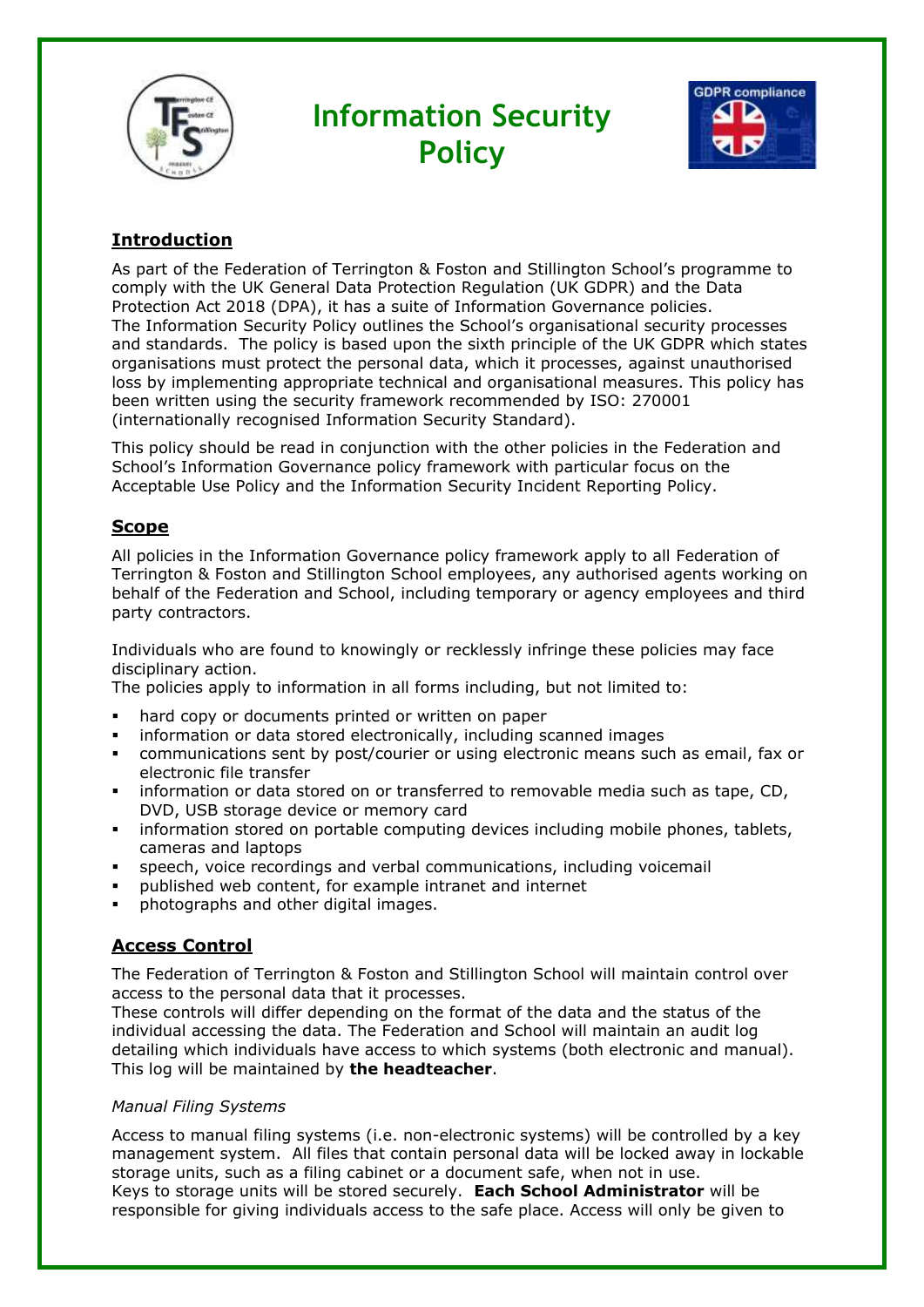# Information Security Policy

## Introduction

As part of the Federation of Terrington & Foston and Stillington School's programme to comply with the UK General Data Protection Regulation (UK GDPR) and the Data Protection Act 2018 (DPA), it has a suite of Information Governance policies.
The Information Security Policy outlines the School's organisational security processes and standards. The policy is based upon the sixth principle of the UK GDPR which states organisations must protect the personal data, which it processes, against unauthorised loss by implementing appropriate technical and organisational measures. This policy has been written using the security framework recommended by ISO: 270001 (internationally recognised Information Security Standard).

This policy should be read in conjunction with the other policies in the Federation and School's Information Governance policy framework with particular focus on the Acceptable Use Policy and the Information Security Incident Reporting Policy.

## Scope

All policies in the Information Governance policy framework apply to all Federation of Terrington & Foston and Stillington School employees, any authorised agents working on behalf of the Federation and School, including temporary or agency employees and third party contractors.

Individuals who are found to knowingly or recklessly infringe these policies may face disciplinary action.
The policies apply to information in all forms including, but not limited to:

- hard copy or documents printed or written on paper
- information or data stored electronically, including scanned images
- communications sent by post/courier or using electronic means such as email, fax or electronic file transfer
- information or data stored on or transferred to removable media such as tape, CD, DVD, USB storage device or memory card
- information stored on portable computing devices including mobile phones, tablets, cameras and laptops
- speech, voice recordings and verbal communications, including voicemail
- published web content, for example intranet and internet
- photographs and other digital images.

## Access Control

The Federation of Terrington & Foston and Stillington School will maintain control over access to the personal data that it processes.
These controls will differ depending on the format of the data and the status of the individual accessing the data. The Federation and School will maintain an audit log detailing which individuals have access to which systems (both electronic and manual). This log will be maintained by **the headteacher**.

*Manual Filing Systems*

Access to manual filing systems (i.e. non-electronic systems) will be controlled by a key management system. All files that contain personal data will be locked away in lockable storage units, such as a filing cabinet or a document safe, when not in use.
Keys to storage units will be stored securely. **Each School Administrator** will be responsible for giving individuals access to the safe place. Access will only be given to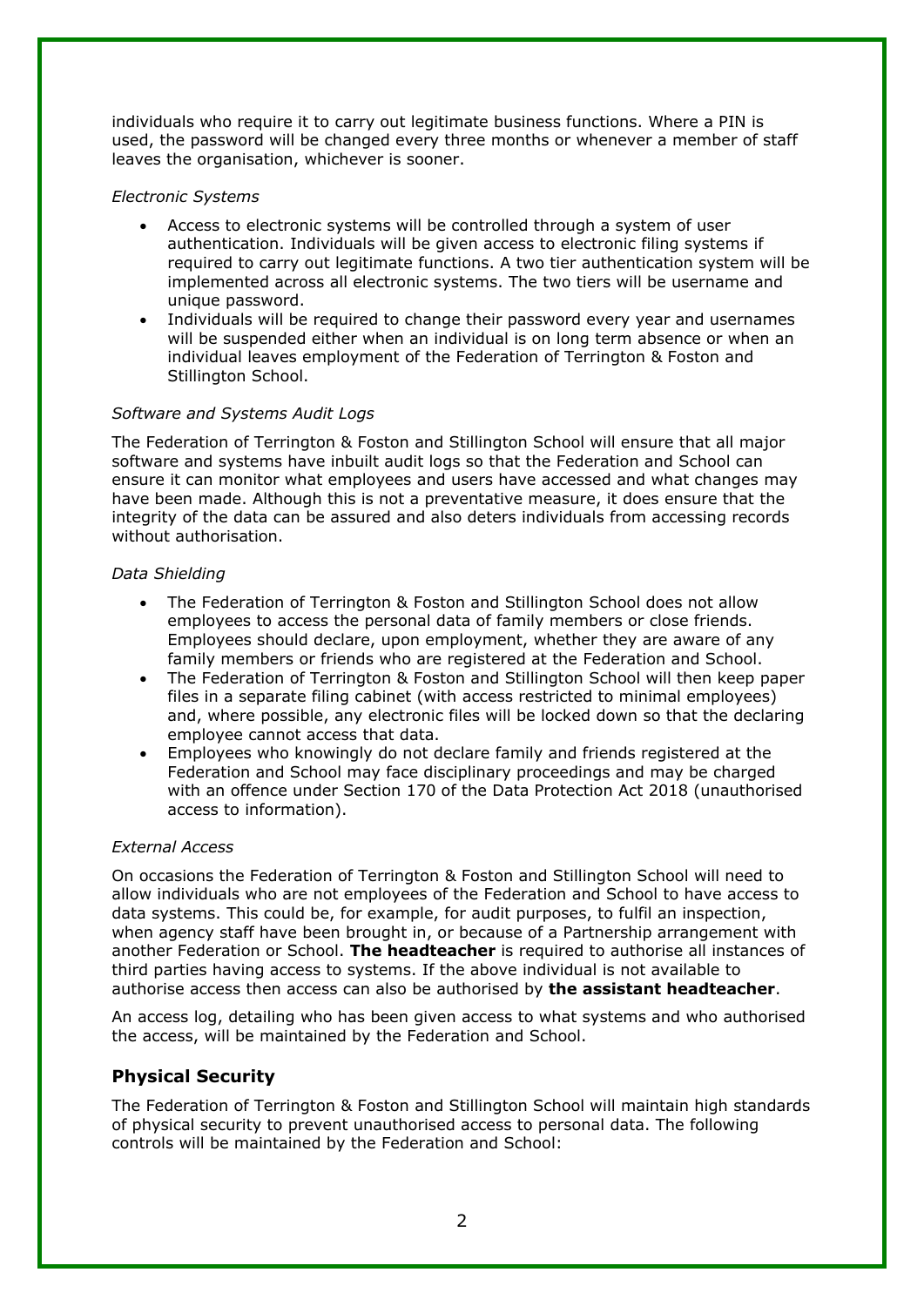individuals who require it to carry out legitimate business functions. Where a PIN is used, the password will be changed every three months or whenever a member of staff leaves the organisation, whichever is sooner.

*Electronic Systems*

- Access to electronic systems will be controlled through a system of user authentication. Individuals will be given access to electronic filing systems if required to carry out legitimate functions. A two tier authentication system will be implemented across all electronic systems. The two tiers will be username and unique password.
- Individuals will be required to change their password every year and usernames will be suspended either when an individual is on long term absence or when an individual leaves employment of the Federation of Terrington & Foston and Stillington School.

*Software and Systems Audit Logs*

The Federation of Terrington & Foston and Stillington School will ensure that all major software and systems have inbuilt audit logs so that the Federation and School can ensure it can monitor what employees and users have accessed and what changes may have been made. Although this is not a preventative measure, it does ensure that the integrity of the data can be assured and also deters individuals from accessing records without authorisation.

*Data Shielding*

- The Federation of Terrington & Foston and Stillington School does not allow employees to access the personal data of family members or close friends. Employees should declare, upon employment, whether they are aware of any family members or friends who are registered at the Federation and School.
- The Federation of Terrington & Foston and Stillington School will then keep paper files in a separate filing cabinet (with access restricted to minimal employees) and, where possible, any electronic files will be locked down so that the declaring employee cannot access that data.
- Employees who knowingly do not declare family and friends registered at the Federation and School may face disciplinary proceedings and may be charged with an offence under Section 170 of the Data Protection Act 2018 (unauthorised access to information).

*External Access*

On occasions the Federation of Terrington & Foston and Stillington School will need to allow individuals who are not employees of the Federation and School to have access to data systems. This could be, for example, for audit purposes, to fulfil an inspection, when agency staff have been brought in, or because of a Partnership arrangement with another Federation or School. **The headteacher** is required to authorise all instances of third parties having access to systems. If the above individual is not available to authorise access then access can also be authorised by **the assistant headteacher**.

An access log, detailing who has been given access to what systems and who authorised the access, will be maintained by the Federation and School.

## Physical Security

The Federation of Terrington & Foston and Stillington School will maintain high standards of physical security to prevent unauthorised access to personal data. The following controls will be maintained by the Federation and School: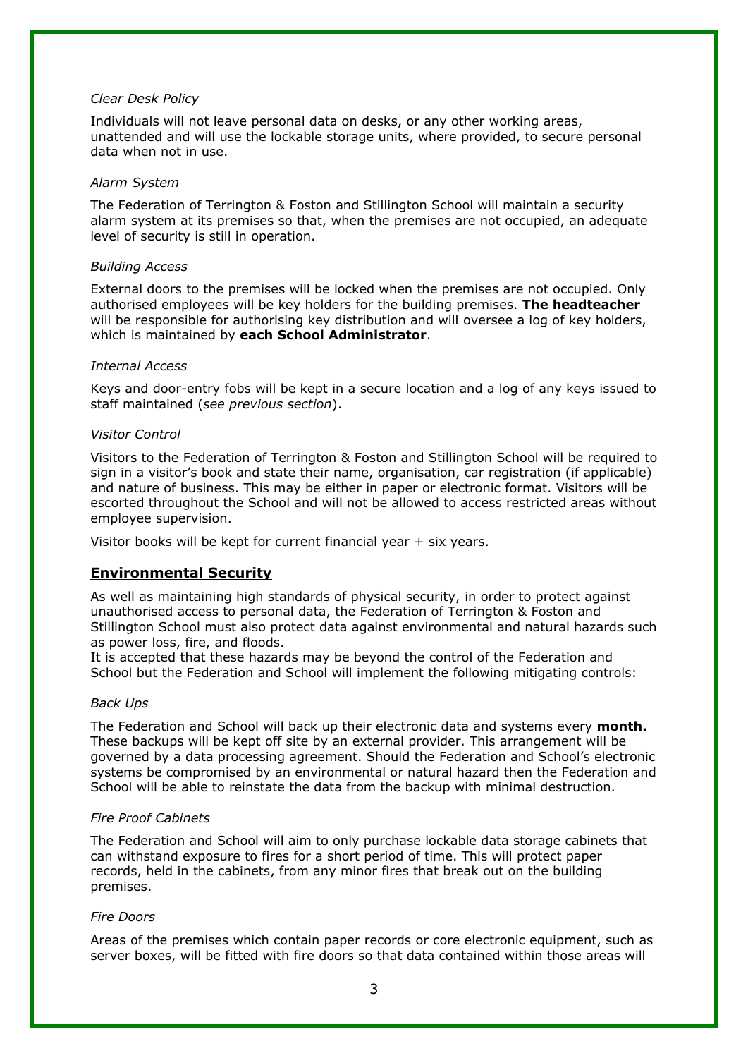*Clear Desk Policy*

Individuals will not leave personal data on desks, or any other working areas, unattended and will use the lockable storage units, where provided, to secure personal data when not in use.

*Alarm System*

The Federation of Terrington & Foston and Stillington School will maintain a security alarm system at its premises so that, when the premises are not occupied, an adequate level of security is still in operation.

*Building Access*

External doors to the premises will be locked when the premises are not occupied. Only authorised employees will be key holders for the building premises. **The headteacher** will be responsible for authorising key distribution and will oversee a log of key holders, which is maintained by **each School Administrator**.

*Internal Access*

Keys and door-entry fobs will be kept in a secure location and a log of any keys issued to staff maintained (*see previous section*).

*Visitor Control*

Visitors to the Federation of Terrington & Foston and Stillington School will be required to sign in a visitor's book and state their name, organisation, car registration (if applicable) and nature of business. This may be either in paper or electronic format. Visitors will be escorted throughout the School and will not be allowed to access restricted areas without employee supervision.

Visitor books will be kept for current financial year + six years.

## Environmental Security

As well as maintaining high standards of physical security, in order to protect against unauthorised access to personal data, the Federation of Terrington & Foston and Stillington School must also protect data against environmental and natural hazards such as power loss, fire, and floods.
It is accepted that these hazards may be beyond the control of the Federation and School but the Federation and School will implement the following mitigating controls:

*Back Ups*

The Federation and School will back up their electronic data and systems every **month.** These backups will be kept off site by an external provider. This arrangement will be governed by a data processing agreement. Should the Federation and School's electronic systems be compromised by an environmental or natural hazard then the Federation and School will be able to reinstate the data from the backup with minimal destruction.

*Fire Proof Cabinets*

The Federation and School will aim to only purchase lockable data storage cabinets that can withstand exposure to fires for a short period of time. This will protect paper records, held in the cabinets, from any minor fires that break out on the building premises.

*Fire Doors*

Areas of the premises which contain paper records or core electronic equipment, such as server boxes, will be fitted with fire doors so that data contained within those areas will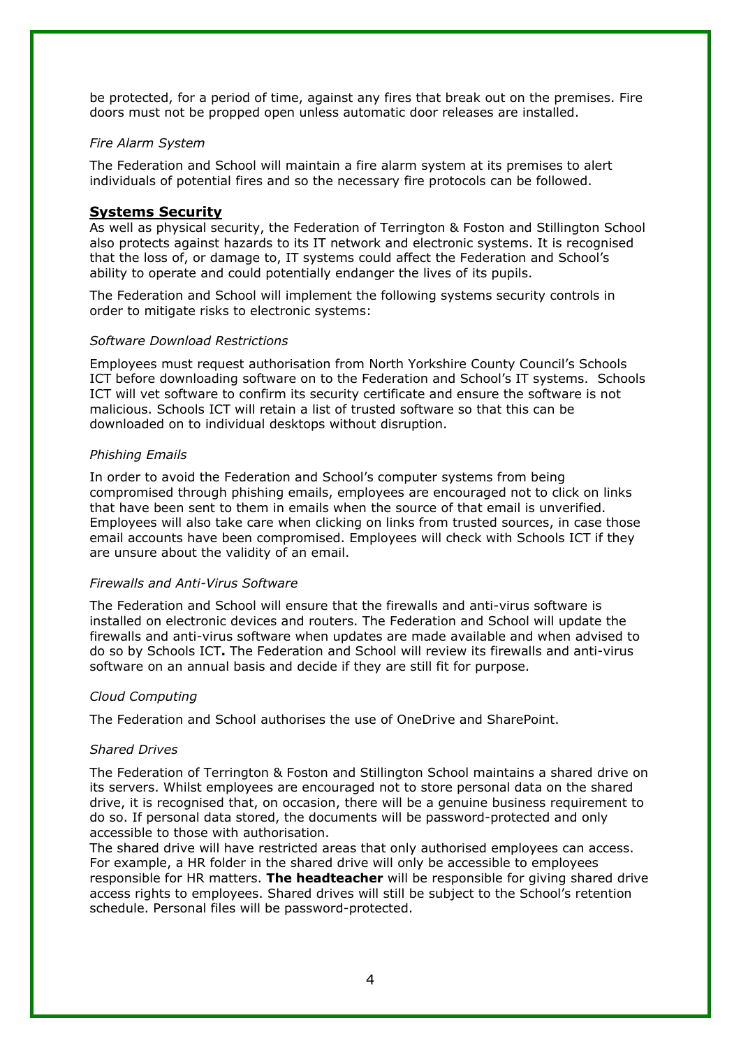be protected, for a period of time, against any fires that break out on the premises. Fire doors must not be propped open unless automatic door releases are installed.

*Fire Alarm System*

The Federation and School will maintain a fire alarm system at its premises to alert individuals of potential fires and so the necessary fire protocols can be followed.

## **Systems Security**

As well as physical security, the Federation of Terrington & Foston and Stillington School also protects against hazards to its IT network and electronic systems. It is recognised that the loss of, or damage to, IT systems could affect the Federation and School's ability to operate and could potentially endanger the lives of its pupils.

The Federation and School will implement the following systems security controls in order to mitigate risks to electronic systems:

*Software Download Restrictions*

Employees must request authorisation from North Yorkshire County Council's Schools ICT before downloading software on to the Federation and School's IT systems. Schools ICT will vet software to confirm its security certificate and ensure the software is not malicious. Schools ICT will retain a list of trusted software so that this can be downloaded on to individual desktops without disruption.

*Phishing Emails*

In order to avoid the Federation and School's computer systems from being compromised through phishing emails, employees are encouraged not to click on links that have been sent to them in emails when the source of that email is unverified. Employees will also take care when clicking on links from trusted sources, in case those email accounts have been compromised. Employees will check with Schools ICT if they are unsure about the validity of an email.

*Firewalls and Anti-Virus Software*

The Federation and School will ensure that the firewalls and anti-virus software is installed on electronic devices and routers. The Federation and School will update the firewalls and anti-virus software when updates are made available and when advised to do so by Schools ICT**.** The Federation and School will review its firewalls and anti-virus software on an annual basis and decide if they are still fit for purpose.

*Cloud Computing*

The Federation and School authorises the use of OneDrive and SharePoint.

*Shared Drives*

The Federation of Terrington & Foston and Stillington School maintains a shared drive on its servers. Whilst employees are encouraged not to store personal data on the shared drive, it is recognised that, on occasion, there will be a genuine business requirement to do so. If personal data stored, the documents will be password-protected and only accessible to those with authorisation.

The shared drive will have restricted areas that only authorised employees can access. For example, a HR folder in the shared drive will only be accessible to employees responsible for HR matters. **The headteacher** will be responsible for giving shared drive access rights to employees. Shared drives will still be subject to the School's retention schedule. Personal files will be password-protected.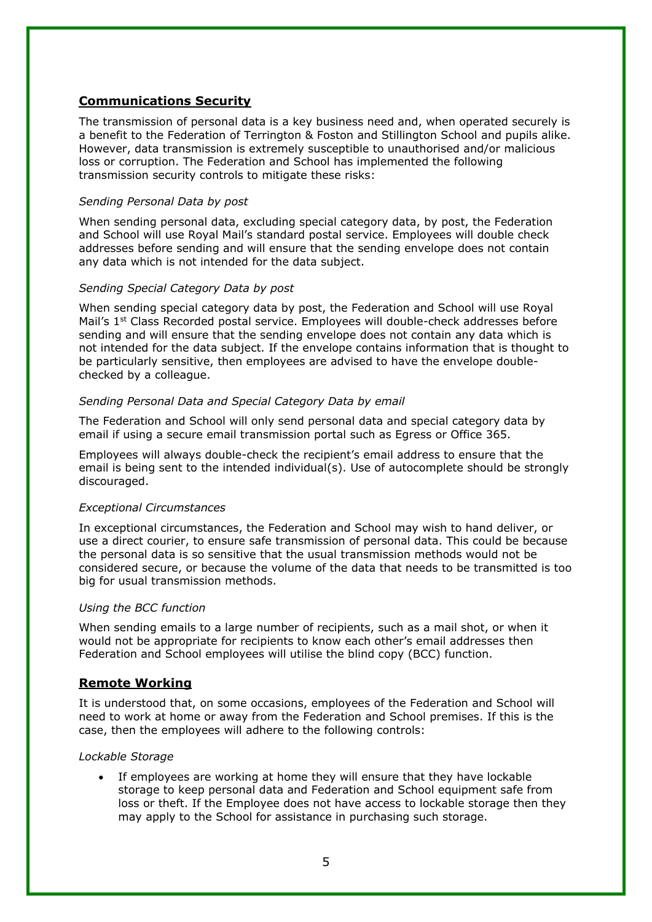## Communications Security

The transmission of personal data is a key business need and, when operated securely is a benefit to the Federation of Terrington & Foston and Stillington School and pupils alike. However, data transmission is extremely susceptible to unauthorised and/or malicious loss or corruption. The Federation and School has implemented the following transmission security controls to mitigate these risks:

*Sending Personal Data by post*

When sending personal data, excluding special category data, by post, the Federation and School will use Royal Mail's standard postal service. Employees will double check addresses before sending and will ensure that the sending envelope does not contain any data which is not intended for the data subject.

*Sending Special Category Data by post*

When sending special category data by post, the Federation and School will use Royal Mail's 1st Class Recorded postal service. Employees will double-check addresses before sending and will ensure that the sending envelope does not contain any data which is not intended for the data subject. If the envelope contains information that is thought to be particularly sensitive, then employees are advised to have the envelope double-checked by a colleague.

*Sending Personal Data and Special Category Data by email*

The Federation and School will only send personal data and special category data by email if using a secure email transmission portal such as Egress or Office 365.

Employees will always double-check the recipient's email address to ensure that the email is being sent to the intended individual(s). Use of autocomplete should be strongly discouraged.

*Exceptional Circumstances*

In exceptional circumstances, the Federation and School may wish to hand deliver, or use a direct courier, to ensure safe transmission of personal data. This could be because the personal data is so sensitive that the usual transmission methods would not be considered secure, or because the volume of the data that needs to be transmitted is too big for usual transmission methods.

*Using the BCC function*

When sending emails to a large number of recipients, such as a mail shot, or when it would not be appropriate for recipients to know each other's email addresses then Federation and School employees will utilise the blind copy (BCC) function.

## Remote Working

It is understood that, on some occasions, employees of the Federation and School will need to work at home or away from the Federation and School premises. If this is the case, then the employees will adhere to the following controls:

*Lockable Storage*

- If employees are working at home they will ensure that they have lockable storage to keep personal data and Federation and School equipment safe from loss or theft. If the Employee does not have access to lockable storage then they may apply to the School for assistance in purchasing such storage.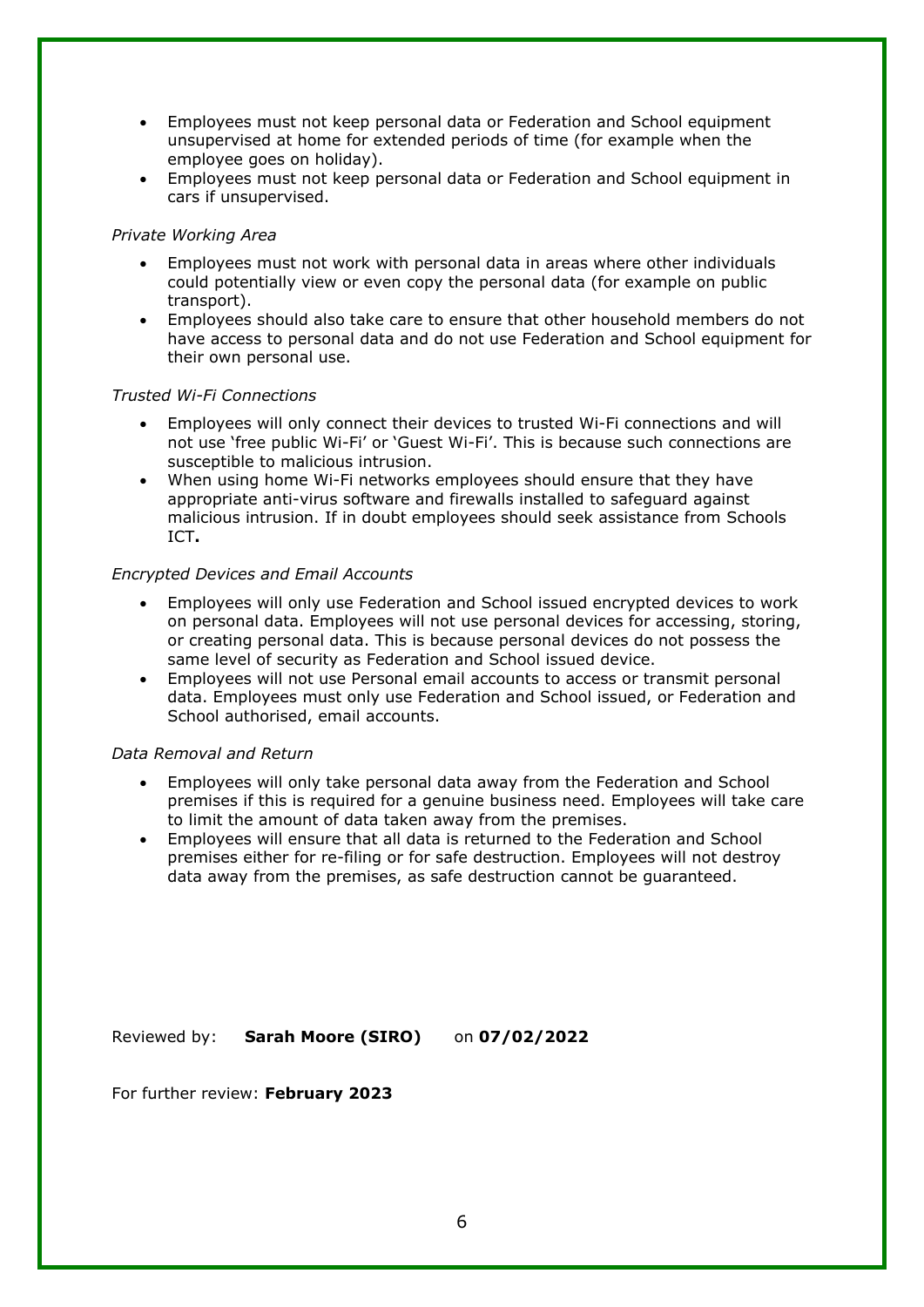- Employees must not keep personal data or Federation and School equipment unsupervised at home for extended periods of time (for example when the employee goes on holiday).
- Employees must not keep personal data or Federation and School equipment in cars if unsupervised.

*Private Working Area*

- Employees must not work with personal data in areas where other individuals could potentially view or even copy the personal data (for example on public transport).
- Employees should also take care to ensure that other household members do not have access to personal data and do not use Federation and School equipment for their own personal use.

*Trusted Wi-Fi Connections*

- Employees will only connect their devices to trusted Wi-Fi connections and will not use 'free public Wi-Fi' or 'Guest Wi-Fi'. This is because such connections are susceptible to malicious intrusion.
- When using home Wi-Fi networks employees should ensure that they have appropriate anti-virus software and firewalls installed to safeguard against malicious intrusion. If in doubt employees should seek assistance from Schools ICT**.**

*Encrypted Devices and Email Accounts*

- Employees will only use Federation and School issued encrypted devices to work on personal data. Employees will not use personal devices for accessing, storing, or creating personal data. This is because personal devices do not possess the same level of security as Federation and School issued device.
- Employees will not use Personal email accounts to access or transmit personal data. Employees must only use Federation and School issued, or Federation and School authorised, email accounts.

*Data Removal and Return*

- Employees will only take personal data away from the Federation and School premises if this is required for a genuine business need. Employees will take care to limit the amount of data taken away from the premises.
- Employees will ensure that all data is returned to the Federation and School premises either for re-filing or for safe destruction. Employees will not destroy data away from the premises, as safe destruction cannot be guaranteed.

Reviewed by: **Sarah Moore (SIRO)** on **07/02/2022**

For further review: **February 2023**